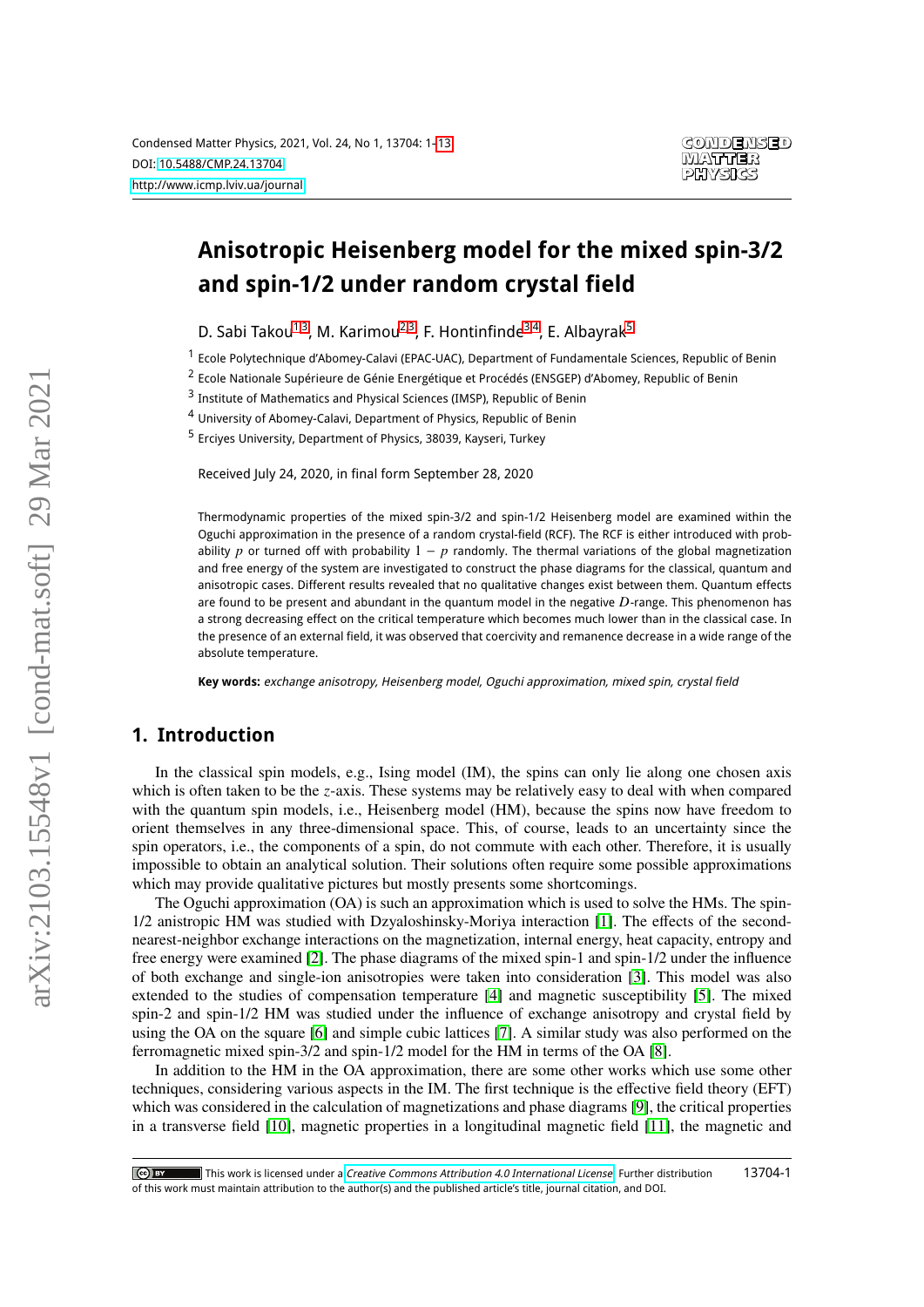# Anisotropic Heisenberg model for the mixed spin-3/2 and spin-1/2 under random crystal field

D. Sabi Takou[1,3], M. Karimou[2,3], F. Hontinfinde[3,4], E. Albayrak[5]

[1] Ecole Polytechnique d'Abomey-Calavi (EPAC-UAC), Department of Fundamentale Sciences, Republic of Benin

[2] Ecole Nationale Supérieure de Génie Energétique et Procédés (ENSGEP) d'Abomey, Republic of Benin

[3] Institute of Mathematics and Physical Sciences (IMSP), Republic of Benin

[4] University of Abomey-Calavi, Department of Physics, Republic of Benin

[5] Erciyes University, Department of Physics, 38039, Kayseri, Turkey

Received July 24, 2020, in final form September 28, 2020

Thermodynamic properties of the mixed spin-3/2 and spin-1/2 Heisenberg model are examined within the Oguchi approximation in the presence of a random crystal-field (RCF). The RCF is either introduced with probability $p$ or turned off with probability $1 - p$ randomly. The thermal variations of the global magnetization and free energy of the system are investigated to construct the phase diagrams for the classical, quantum and anisotropic cases. Different results revealed that no qualitative changes exist between them. Quantum effects are found to be present and abundant in the quantum model in the negative $D$-range. This phenomenon has a strong decreasing effect on the critical temperature which becomes much lower than in the classical case. In the presence of an external field, it was observed that coercivity and remanence decrease in a wide range of the absolute temperature.

**Key words:** *exchange anisotropy, Heisenberg model, Oguchi approximation, mixed spin, crystal field*

## 1. Introduction

In the classical spin models, e.g., Ising model (IM), the spins can only lie along one chosen axis which is often taken to be the $z$-axis. These systems may be relatively easy to deal with when compared with the quantum spin models, i.e., Heisenberg model (HM), because the spins now have freedom to orient themselves in any three-dimensional space. This, of course, leads to an uncertainty since the spin operators, i.e., the components of a spin, do not commute with each other. Therefore, it is usually impossible to obtain an analytical solution. Their solutions often require some possible approximations which may provide qualitative pictures but mostly presents some shortcomings.

The Oguchi approximation (OA) is such an approximation which is used to solve the HMs. The spin-1/2 anistropic HM was studied with Dzyaloshinsky-Moriya interaction [1]. The effects of the second-nearest-neighbor exchange interactions on the magnetization, internal energy, heat capacity, entropy and free energy were examined [2]. The phase diagrams of the mixed spin-1 and spin-1/2 under the influence of both exchange and single-ion anisotropies were taken into consideration [3]. This model was also extended to the studies of compensation temperature [4] and magnetic susceptibility [5]. The mixed spin-2 and spin-1/2 HM was studied under the influence of exchange anisotropy and crystal field by using the OA on the square [6] and simple cubic lattices [7]. A similar study was also performed on the ferromagnetic mixed spin-3/2 and spin-1/2 model for the HM in terms of the OA [8].

In addition to the HM in the OA approximation, there are some other works which use some other techniques, considering various aspects in the IM. The first technique is the effective field theory (EFT) which was considered in the calculation of magnetizations and phase diagrams [9], the critical properties in a transverse field [10], magnetic properties in a longitudinal magnetic field [11], the magnetic and

This work is licensed under a *Creative Commons Attribution 4.0 International License*. Further distribution of this work must maintain attribution to the author(s) and the published article's title, journal citation, and DOI.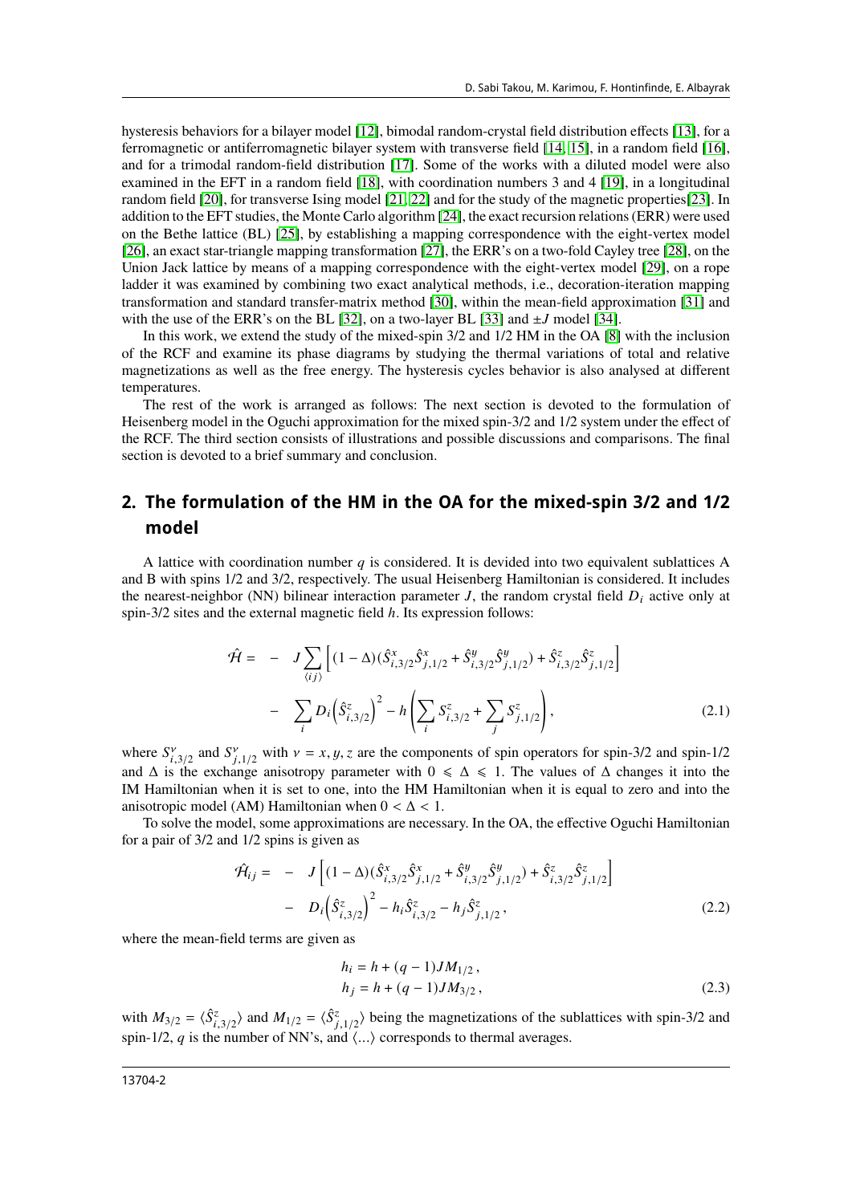hysteresis behaviors for a bilayer model [12], bimodal random-crystal field distribution effects [13], for a ferromagnetic or antiferromagnetic bilayer system with transverse field [14, 15], in a random field [16], and for a trimodal random-field distribution [17]. Some of the works with a diluted model were also examined in the EFT in a random field [18], with coordination numbers 3 and 4 [19], in a longitudinal random field [20], for transverse Ising model [21, 22] and for the study of the magnetic properties[23]. In addition to the EFT studies, the Monte Carlo algorithm [24], the exact recursion relations (ERR) were used on the Bethe lattice (BL) [25], by establishing a mapping correspondence with the eight-vertex model [26], an exact star-triangle mapping transformation [27], the ERR's on a two-fold Cayley tree [28], on the Union Jack lattice by means of a mapping correspondence with the eight-vertex model [29], on a rope ladder it was examined by combining two exact analytical methods, i.e., decoration-iteration mapping transformation and standard transfer-matrix method [30], within the mean-field approximation [31] and with the use of the ERR's on the BL [32], on a two-layer BL [33] and $\pm J$ model [34].

In this work, we extend the study of the mixed-spin 3/2 and 1/2 HM in the OA [8] with the inclusion of the RCF and examine its phase diagrams by studying the thermal variations of total and relative magnetizations as well as the free energy. The hysteresis cycles behavior is also analysed at different temperatures.

The rest of the work is arranged as follows: The next section is devoted to the formulation of Heisenberg model in the Oguchi approximation for the mixed spin-3/2 and 1/2 system under the effect of the RCF. The third section consists of illustrations and possible discussions and comparisons. The final section is devoted to a brief summary and conclusion.

## 2. The formulation of the HM in the OA for the mixed-spin 3/2 and 1/2 model

A lattice with coordination number $q$ is considered. It is devided into two equivalent sublattices A and B with spins 1/2 and 3/2, respectively. The usual Heisenberg Hamiltonian is considered. It includes the nearest-neighbor (NN) bilinear interaction parameter $J$, the random crystal field $D_i$ active only at spin-3/2 sites and the external magnetic field $h$. Its expression follows:

$$
\begin{aligned}
\hat{\mathcal{H}} = & - J\sum_{\langle ij\rangle}\Big[(1-\Delta)(\hat{S}^x_{i,3/2}\hat{S}^x_{j,1/2}+\hat{S}^y_{i,3/2}\hat{S}^y_{j,1/2})+\hat{S}^z_{i,3/2}\hat{S}^z_{j,1/2}\Big] \\
& - \sum_i D_i\Big(\hat{S}^z_{i,3/2}\Big)^2 - h\left(\sum_i S^z_{i,3/2}+\sum_j S^z_{j,1/2}\right),
\end{aligned}
\tag{2.1}
$$

where $S^\nu_{i,3/2}$ and $S^\nu_{j,1/2}$ with $\nu = x, y, z$ are the components of spin operators for spin-3/2 and spin-1/2 and $\Delta$ is the exchange anisotropy parameter with $0 \leqslant \Delta \leqslant 1$. The values of $\Delta$ changes it into the IM Hamiltonian when it is set to one, into the HM Hamiltonian when it is equal to zero and into the anisotropic model (AM) Hamiltonian when $0 < \Delta < 1$.

To solve the model, some approximations are necessary. In the OA, the effective Oguchi Hamiltonian for a pair of 3/2 and 1/2 spins is given as

$$
\begin{aligned}
\hat{\mathcal{H}}_{ij} = & - J\Big[(1-\Delta)(\hat{S}^x_{i,3/2}\hat{S}^x_{j,1/2}+\hat{S}^y_{i,3/2}\hat{S}^y_{j,1/2})+\hat{S}^z_{i,3/2}\hat{S}^z_{j,1/2}\Big] \\
& - D_i\Big(\hat{S}^z_{i,3/2}\Big)^2 - h_i\hat{S}^z_{i,3/2} - h_j\hat{S}^z_{j,1/2},
\end{aligned}
\tag{2.2}
$$

where the mean-field terms are given as

$$
\begin{aligned}
h_i &= h + (q-1)JM_{1/2}, \\
h_j &= h + (q-1)JM_{3/2},
\end{aligned}
\tag{2.3}
$$

with $M_{3/2} = \langle \hat{S}^z_{i,3/2}\rangle$ and $M_{1/2} = \langle \hat{S}^z_{j,1/2}\rangle$ being the magnetizations of the sublattices with spin-3/2 and spin-1/2, $q$ is the number of NN's, and $\langle ... \rangle$ corresponds to thermal averages.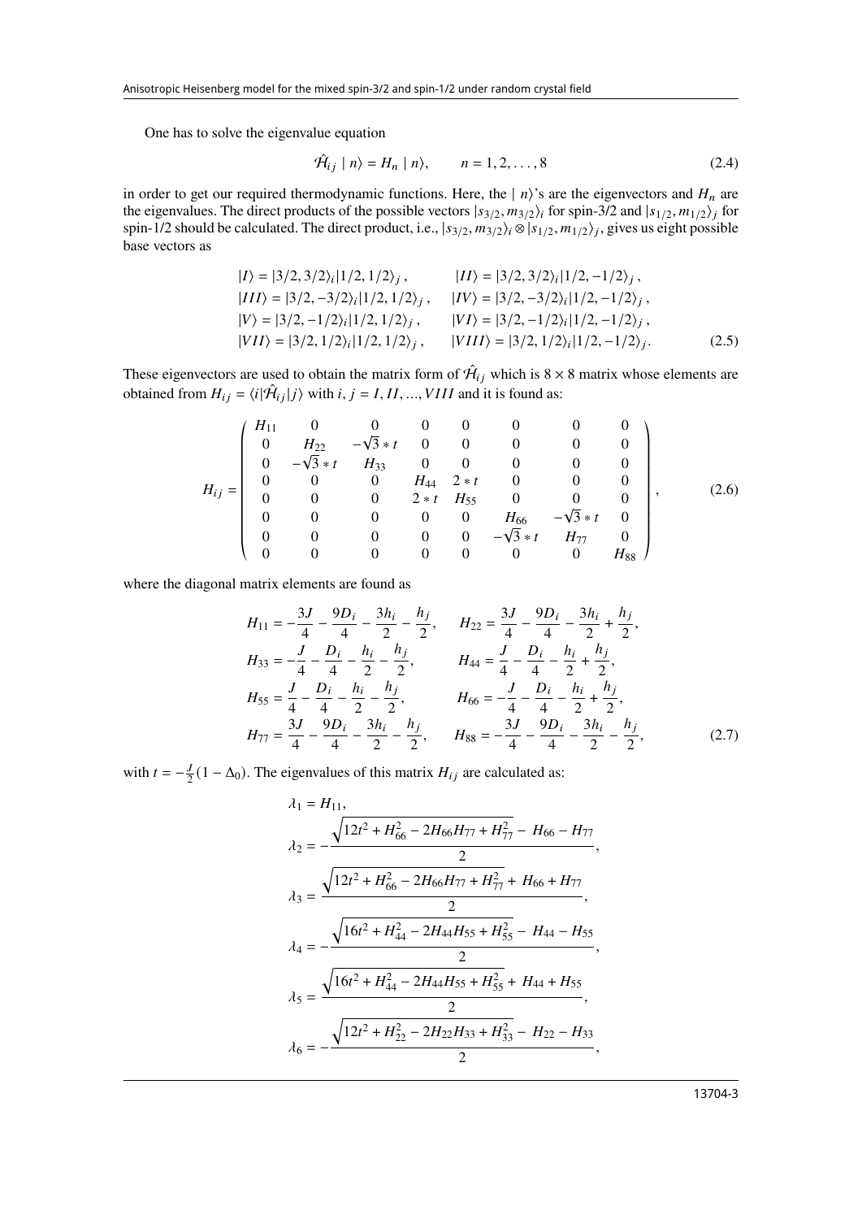One has to solve the eigenvalue equation

$$\hat{\mathcal{H}}_{ij} \mid n\rangle = H_n \mid n\rangle, \qquad n = 1, 2, \ldots, 8 \tag{2.4}$$

in order to get our required thermodynamic functions. Here, the $\mid n\rangle$'s are the eigenvectors and $H_n$ are the eigenvalues. The direct products of the possible vectors $|s_{3/2}, m_{3/2}\rangle_i$ for spin-3/2 and $|s_{1/2}, m_{1/2}\rangle_j$ for spin-1/2 should be calculated. The direct product, i.e., $|s_{3/2}, m_{3/2}\rangle_i \otimes |s_{1/2}, m_{1/2}\rangle_j$, gives us eight possible base vectors as

$$\begin{aligned}
|I\rangle &= |3/2, 3/2\rangle_i |1/2, 1/2\rangle_j\,, & |II\rangle &= |3/2, 3/2\rangle_i |1/2, -1/2\rangle_j\,,\\
|III\rangle &= |3/2, -3/2\rangle_i |1/2, 1/2\rangle_j\,, & |IV\rangle &= |3/2, -3/2\rangle_i |1/2, -1/2\rangle_j\,,\\
|V\rangle &= |3/2, -1/2\rangle_i |1/2, 1/2\rangle_j\,, & |VI\rangle &= |3/2, -1/2\rangle_i |1/2, -1/2\rangle_j\,,\\
|VII\rangle &= |3/2, 1/2\rangle_i |1/2, 1/2\rangle_j\,, & |VIII\rangle &= |3/2, 1/2\rangle_i |1/2, -1/2\rangle_j.
\end{aligned} \tag{2.5}$$

These eigenvectors are used to obtain the matrix form of $\hat{\mathcal{H}}_{ij}$ which is $8 \times 8$ matrix whose elements are obtained from $H_{ij} = \langle i|\hat{\mathcal{H}}_{ij}|j\rangle$ with $i, j = I, II, ..., VIII$ and it is found as:

$$H_{ij} = \begin{pmatrix}
H_{11} & 0 & 0 & 0 & 0 & 0 & 0 & 0\\
0 & H_{22} & -\sqrt{3}*t & 0 & 0 & 0 & 0 & 0\\
0 & -\sqrt{3}*t & H_{33} & 0 & 0 & 0 & 0 & 0\\
0 & 0 & 0 & H_{44} & 2*t & 0 & 0 & 0\\
0 & 0 & 0 & 2*t & H_{55} & 0 & 0 & 0\\
0 & 0 & 0 & 0 & 0 & H_{66} & -\sqrt{3}*t & 0\\
0 & 0 & 0 & 0 & 0 & -\sqrt{3}*t & H_{77} & 0\\
0 & 0 & 0 & 0 & 0 & 0 & 0 & H_{88}
\end{pmatrix}, \tag{2.6}$$

where the diagonal matrix elements are found as

$$\begin{aligned}
H_{11} &= -\frac{3J}{4} - \frac{9D_i}{4} - \frac{3h_i}{2} - \frac{h_j}{2}, & H_{22} &= \frac{3J}{4} - \frac{9D_i}{4} - \frac{3h_i}{2} + \frac{h_j}{2},\\
H_{33} &= -\frac{J}{4} - \frac{D_i}{4} - \frac{h_i}{2} - \frac{h_j}{2}, & H_{44} &= \frac{J}{4} - \frac{D_i}{4} - \frac{h_i}{2} + \frac{h_j}{2},\\
H_{55} &= \frac{J}{4} - \frac{D_i}{4} - \frac{h_i}{2} - \frac{h_j}{2}, & H_{66} &= -\frac{J}{4} - \frac{D_i}{4} - \frac{h_i}{2} + \frac{h_j}{2},\\
H_{77} &= \frac{3J}{4} - \frac{9D_i}{4} - \frac{3h_i}{2} - \frac{h_j}{2}, & H_{88} &= -\frac{3J}{4} - \frac{9D_i}{4} - \frac{3h_i}{2} - \frac{h_j}{2},
\end{aligned} \tag{2.7}$$

with $t = -\frac{J}{2}(1 - \Delta_0)$. The eigenvalues of this matrix $H_{ij}$ are calculated as:

$$\begin{aligned}
\lambda_1 &= H_{11},\\
\lambda_2 &= -\frac{\sqrt{12t^2 + H_{66}^2 - 2H_{66}H_{77} + H_{77}^2} - H_{66} - H_{77}}{2},\\
\lambda_3 &= \frac{\sqrt{12t^2 + H_{66}^2 - 2H_{66}H_{77} + H_{77}^2} + H_{66} + H_{77}}{2},\\
\lambda_4 &= -\frac{\sqrt{16t^2 + H_{44}^2 - 2H_{44}H_{55} + H_{55}^2} - H_{44} - H_{55}}{2},\\
\lambda_5 &= \frac{\sqrt{16t^2 + H_{44}^2 - 2H_{44}H_{55} + H_{55}^2} + H_{44} + H_{55}}{2},\\
\lambda_6 &= -\frac{\sqrt{12t^2 + H_{22}^2 - 2H_{22}H_{33} + H_{33}^2} - H_{22} - H_{33}}{2},
\end{aligned}$$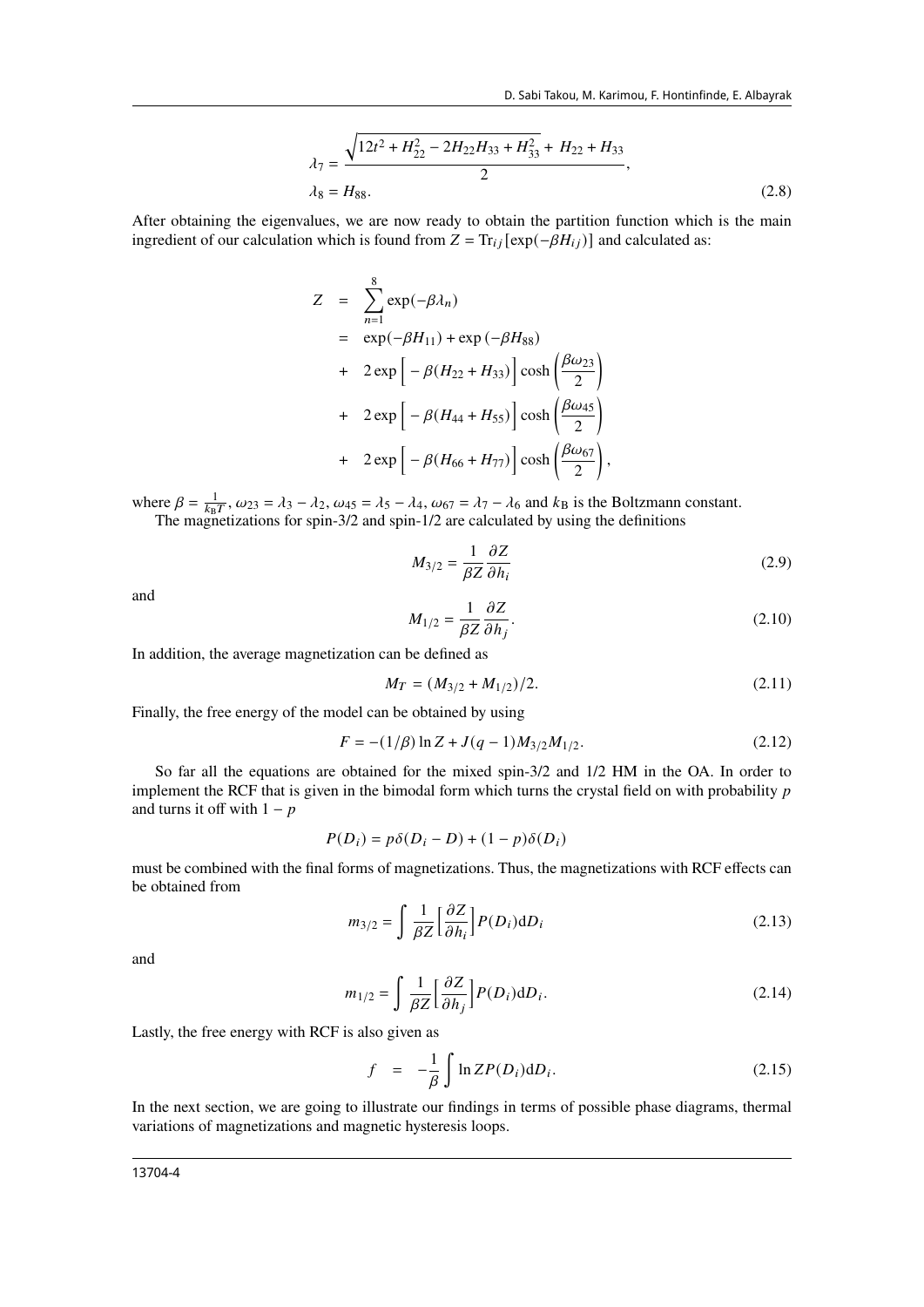$$\lambda_7 = \frac{\sqrt{12t^2 + H_{22}^2 - 2H_{22}H_{33} + H_{33}^2} + H_{22} + H_{33}}{2},$$
$$\lambda_8 = H_{88}. \tag{2.8}$$

After obtaining the eigenvalues, we are now ready to obtain the partition function which is the main ingredient of our calculation which is found from $Z = \text{Tr}_{ij}[\exp(-\beta H_{ij})]$ and calculated as:

$$\begin{aligned}
Z &= \sum_{n=1}^{8} \exp(-\beta\lambda_n) \\
&= \exp(-\beta H_{11}) + \exp(-\beta H_{88}) \\
&+ 2\exp\Big[-\beta(H_{22} + H_{33})\Big]\cosh\left(\frac{\beta\omega_{23}}{2}\right) \\
&+ 2\exp\Big[-\beta(H_{44} + H_{55})\Big]\cosh\left(\frac{\beta\omega_{45}}{2}\right) \\
&+ 2\exp\Big[-\beta(H_{66} + H_{77})\Big]\cosh\left(\frac{\beta\omega_{67}}{2}\right),
\end{aligned}$$

where $\beta = \frac{1}{k_{\text{B}}T}$, $\omega_{23} = \lambda_3 - \lambda_2$, $\omega_{45} = \lambda_5 - \lambda_4$, $\omega_{67} = \lambda_7 - \lambda_6$ and $k_{\text{B}}$ is the Boltzmann constant.

The magnetizations for spin-3/2 and spin-1/2 are calculated by using the definitions

$$M_{3/2} = \frac{1}{\beta Z}\frac{\partial Z}{\partial h_i} \tag{2.9}$$

and

$$M_{1/2} = \frac{1}{\beta Z}\frac{\partial Z}{\partial h_j}. \tag{2.10}$$

In addition, the average magnetization can be defined as

$$M_T = (M_{3/2} + M_{1/2})/2. \tag{2.11}$$

Finally, the free energy of the model can be obtained by using

$$F = -(1/\beta)\ln Z + J(q-1)M_{3/2}M_{1/2}. \tag{2.12}$$

So far all the equations are obtained for the mixed spin-3/2 and 1/2 HM in the OA. In order to implement the RCF that is given in the bimodal form which turns the crystal field on with probability $p$ and turns it off with $1 - p$

$$P(D_i) = p\delta(D_i - D) + (1-p)\delta(D_i)$$

must be combined with the final forms of magnetizations. Thus, the magnetizations with RCF effects can be obtained from

$$m_{3/2} = \int \frac{1}{\beta Z}\Big[\frac{\partial Z}{\partial h_i}\Big]P(D_i)\text{d}D_i \tag{2.13}$$

and

$$m_{1/2} = \int \frac{1}{\beta Z}\Big[\frac{\partial Z}{\partial h_j}\Big]P(D_i)\text{d}D_i. \tag{2.14}$$

Lastly, the free energy with RCF is also given as

$$f = -\frac{1}{\beta}\int \ln Z P(D_i)\text{d}D_i. \tag{2.15}$$

In the next section, we are going to illustrate our findings in terms of possible phase diagrams, thermal variations of magnetizations and magnetic hysteresis loops.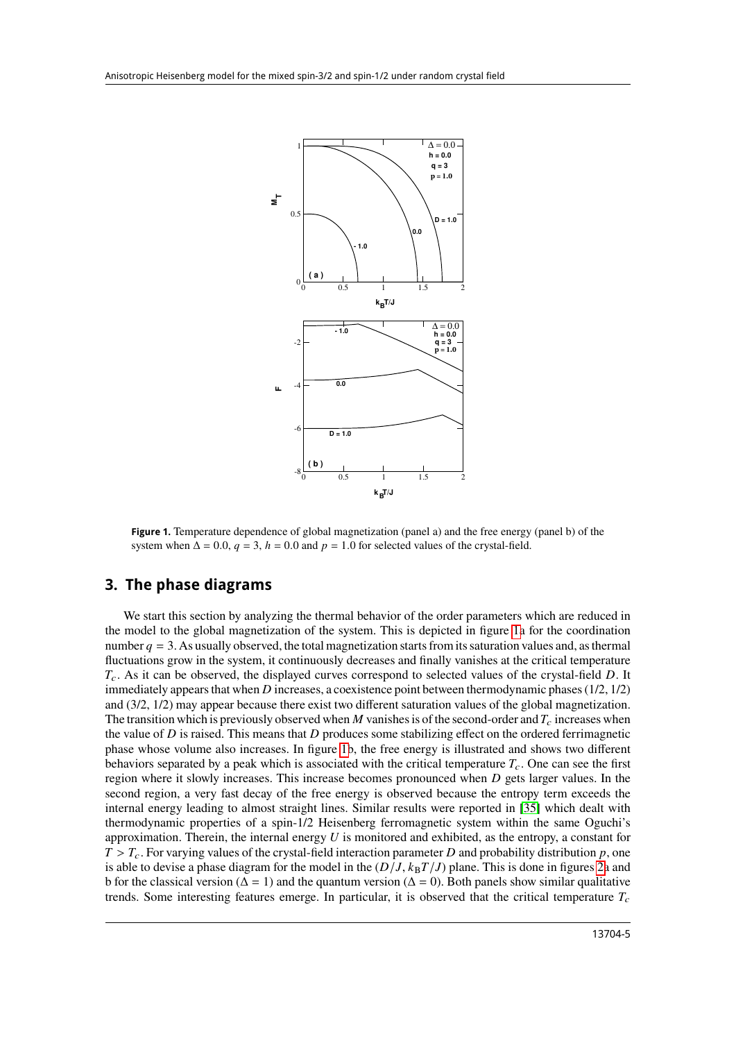$M_T$

1

0.5

0

$\Delta = 0.0$
h = 0.0
q = 3
p = 1.0

D = 1.0

0.0

- 1.0

( a )

0 0.5 1 1.5 2

$k_BT/J$

F

-2

-4

-6

-8

- 1.0

$\Delta = 0.0$
h = 0.0
q = 3
p = 1.0

0.0

D = 1.0

( b )

0 0.5 1 1.5 2

$k_BT/J$

**Figure 1.** Temperature dependence of global magnetization (panel a) and the free energy (panel b) of the system when $\Delta = 0.0$, $q = 3$, $h = 0.0$ and $p = 1.0$ for selected values of the crystal-field.

## 3. The phase diagrams

We start this section by analyzing the thermal behavior of the order parameters which are reduced in the model to the global magnetization of the system. This is depicted in figure 1a for the coordination number $q = 3$. As usually observed, the total magnetization starts from its saturation values and, as thermal fluctuations grow in the system, it continuously decreases and finally vanishes at the critical temperature $T_c$. As it can be observed, the displayed curves correspond to selected values of the crystal-field $D$. It immediately appears that when $D$ increases, a coexistence point between thermodynamic phases (1/2, 1/2) and (3/2, 1/2) may appear because there exist two different saturation values of the global magnetization. The transition which is previously observed when $M$ vanishes is of the second-order and $T_c$ increases when the value of $D$ is raised. This means that $D$ produces some stabilizing effect on the ordered ferrimagnetic phase whose volume also increases. In figure 1b, the free energy is illustrated and shows two different behaviors separated by a peak which is associated with the critical temperature $T_c$. One can see the first region where it slowly increases. This increase becomes pronounced when $D$ gets larger values. In the second region, a very fast decay of the free energy is observed because the entropy term exceeds the internal energy leading to almost straight lines. Similar results were reported in [35] which dealt with thermodynamic properties of a spin-1/2 Heisenberg ferromagnetic system within the same Oguchi's approximation. Therein, the internal energy $U$ is monitored and exhibited, as the entropy, a constant for $T > T_c$. For varying values of the crystal-field interaction parameter $D$ and probability distribution $p$, one is able to devise a phase diagram for the model in the $(D/J, k_BT/J)$ plane. This is done in figures 2a and b for the classical version ($\Delta = 1$) and the quantum version ($\Delta = 0$). Both panels show similar qualitative trends. Some interesting features emerge. In particular, it is observed that the critical temperature $T_c$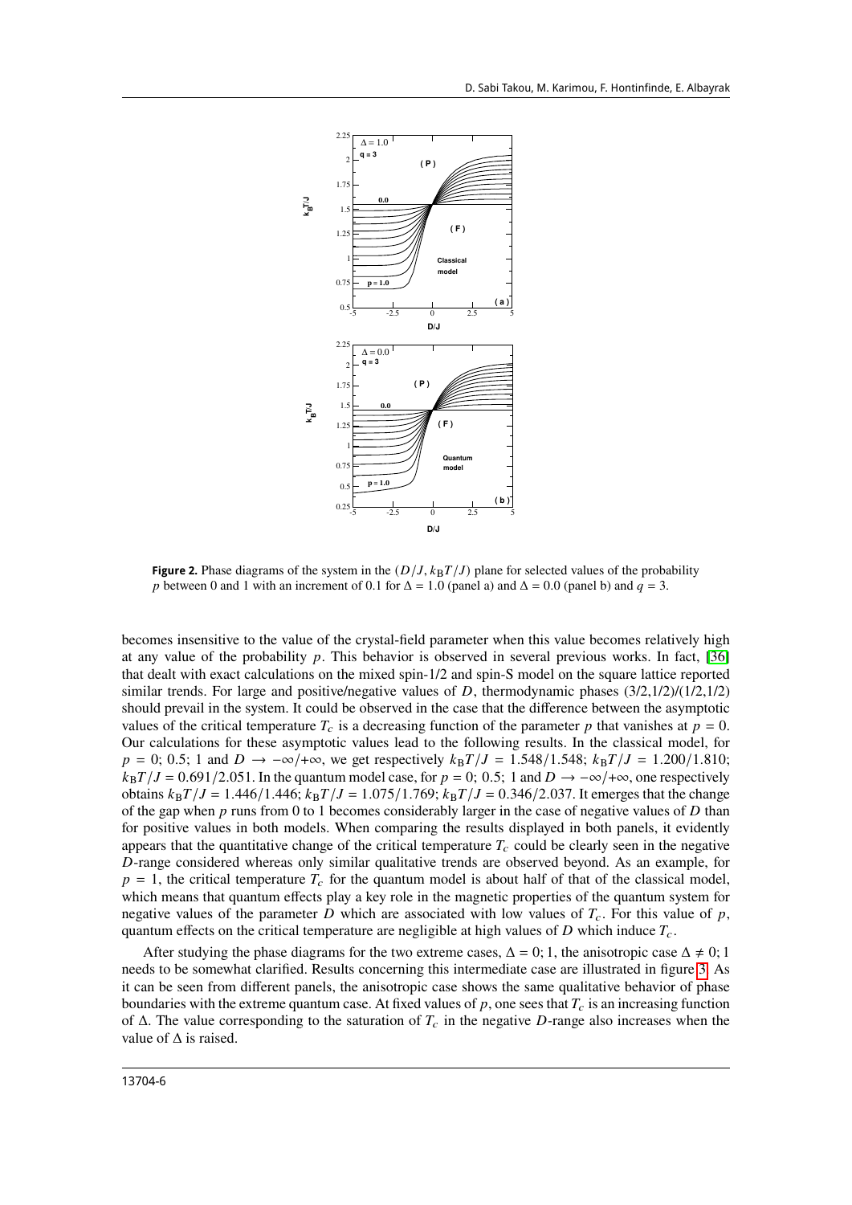Δ = 1.0
q = 3
( P )
0.0
( F )
Classical
model
p = 1.0
( a )
$k_BT/J$
D/J
2.25
2
1.75
1.5
1.25
1
0.75
0.5
-5
-2.5
0
2.5
5

Δ = 0.0
q = 3
( P )
0.0
( F )
Quantum
model
p = 1.0
( b )
$k_BT/J$
D/J
2.25
2
1.75
1.5
1.25
1
0.75
0.5
0.25
-5
-2.5
0
2.5
5

**Figure 2.** Phase diagrams of the system in the $(D/J, k_\mathrm{B}T/J)$ plane for selected values of the probability $p$ between 0 and 1 with an increment of 0.1 for $\Delta = 1.0$ (panel a) and $\Delta = 0.0$ (panel b) and $q = 3$.

becomes insensitive to the value of the crystal-field parameter when this value becomes relatively high at any value of the probability $p$. This behavior is observed in several previous works. In fact, [36] that dealt with exact calculations on the mixed spin-1/2 and spin-S model on the square lattice reported similar trends. For large and positive/negative values of $D$, thermodynamic phases (3/2,1/2)/(1/2,1/2) should prevail in the system. It could be observed in the case that the difference between the asymptotic values of the critical temperature $T_c$ is a decreasing function of the parameter $p$ that vanishes at $p = 0$. Our calculations for these asymptotic values lead to the following results. In the classical model, for $p = 0;\ 0.5;\ 1$ and $D \to -\infty/+\infty$, we get respectively $k_\mathrm{B}T/J = 1.548/1.548$; $k_\mathrm{B}T/J = 1.200/1.810$; $k_\mathrm{B}T/J = 0.691/2.051$. In the quantum model case, for $p = 0;\ 0.5;\ 1$ and $D \to -\infty/+\infty$, one respectively obtains $k_\mathrm{B}T/J = 1.446/1.446$; $k_\mathrm{B}T/J = 1.075/1.769$; $k_\mathrm{B}T/J = 0.346/2.037$. It emerges that the change of the gap when $p$ runs from 0 to 1 becomes considerably larger in the case of negative values of $D$ than for positive values in both models. When comparing the results displayed in both panels, it evidently appears that the quantitative change of the critical temperature $T_c$ could be clearly seen in the negative $D$-range considered whereas only similar qualitative trends are observed beyond. As an example, for $p = 1$, the critical temperature $T_c$ for the quantum model is about half of that of the classical model, which means that quantum effects play a key role in the magnetic properties of the quantum system for negative values of the parameter $D$ which are associated with low values of $T_c$. For this value of $p$, quantum effects on the critical temperature are negligible at high values of $D$ which induce $T_c$.

After studying the phase diagrams for the two extreme cases, $\Delta = 0; 1$, the anisotropic case $\Delta \neq 0; 1$ needs to be somewhat clarified. Results concerning this intermediate case are illustrated in figure 3. As it can be seen from different panels, the anisotropic case shows the same qualitative behavior of phase boundaries with the extreme quantum case. At fixed values of $p$, one sees that $T_c$ is an increasing function of $\Delta$. The value corresponding to the saturation of $T_c$ in the negative $D$-range also increases when the value of $\Delta$ is raised.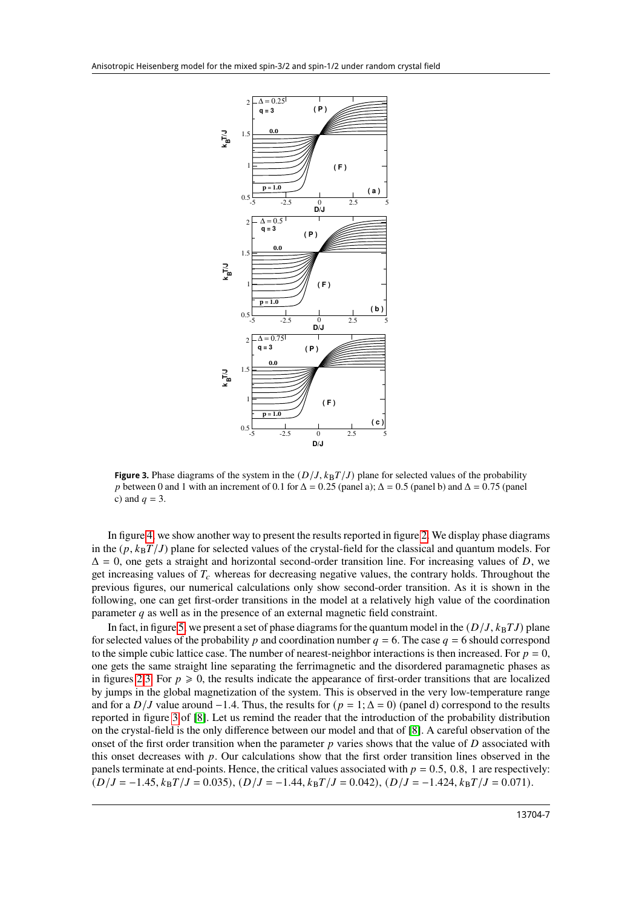(P)
(F)
(a)
Δ = 0.25
q = 3
0.0
p = 1.0
$k_BT/J$
D/J

(P)
(F)
(b)
Δ = 0.5
q = 3
0.0
p = 1.0
$k_BT/J$
D/J

(P)
(F)
(c)
Δ = 0.75
q = 3
0.0
p = 1.0
$k_BT/J$
D/J

**Figure 3.** Phase diagrams of the system in the $(D/J, k_\text{B}T/J)$ plane for selected values of the probability $p$ between 0 and 1 with an increment of 0.1 for $\Delta = 0.25$ (panel a); $\Delta = 0.5$ (panel b) and $\Delta = 0.75$ (panel c) and $q = 3$.

In figure 4, we show another way to present the results reported in figure 2. We display phase diagrams in the $(p, k_\text{B}T/J)$ plane for selected values of the crystal-field for the classical and quantum models. For $\Delta = 0$, one gets a straight and horizontal second-order transition line. For increasing values of $D$, we get increasing values of $T_c$ whereas for decreasing negative values, the contrary holds. Throughout the previous figures, our numerical calculations only show second-order transition. As it is shown in the following, one can get first-order transitions in the model at a relatively high value of the coordination parameter $q$ as well as in the presence of an external magnetic field constraint.

In fact, in figure 5, we present a set of phase diagrams for the quantum model in the $(D/J, k_\text{B}TJ)$ plane for selected values of the probability $p$ and coordination number $q = 6$. The case $q = 6$ should correspond to the simple cubic lattice case. The number of nearest-neighbor interactions is then increased. For $p = 0$, one gets the same straight line separating the ferrimagnetic and the disordered paramagnetic phases as in figures 2,3. For $p \geqslant 0$, the results indicate the appearance of first-order transitions that are localized by jumps in the global magnetization of the system. This is observed in the very low-temperature range and for a $D/J$ value around $-1.4$. Thus, the results for $(p = 1; \Delta = 0)$ (panel d) correspond to the results reported in figure 3 of [8]. Let us remind the reader that the introduction of the probability distribution on the crystal-field is the only difference between our model and that of [8]. A careful observation of the onset of the first order transition when the parameter $p$ varies shows that the value of $D$ associated with this onset decreases with $p$. Our calculations show that the first order transition lines observed in the panels terminate at end-points. Hence, the critical values associated with $p = 0.5,\ 0.8,\ 1$ are respectively: $(D/J = -1.45, k_\text{B}T/J = 0.035)$, $(D/J = -1.44, k_\text{B}T/J = 0.042)$, $(D/J = -1.424, k_\text{B}T/J = 0.071)$.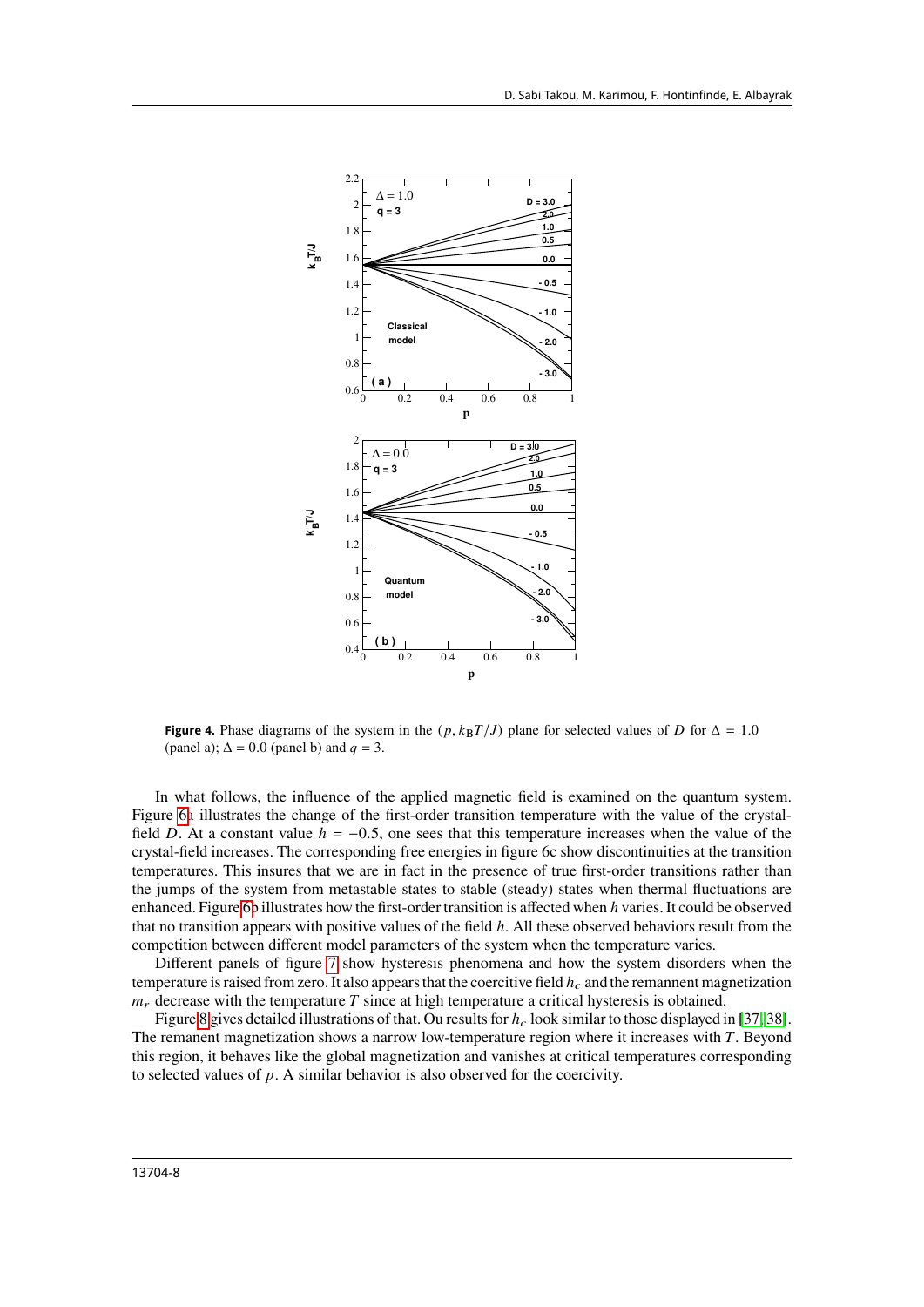2.2

Δ = 1.0
q = 3

D = 3.0
2.0
1.0
0.5
0.0
- 0.5
- 1.0
- 2.0
- 3.0

Classical model

( a )

$k_BT/J$

p

Δ = 0.0
q = 3

D = 3.0
2.0
1.0
0.5
0.0
- 0.5
- 1.0
- 2.0
- 3.0

Quantum model

( b )

$k_BT/J$

p

**Figure 4.** Phase diagrams of the system in the $(p, k_BT/J)$ plane for selected values of $D$ for $\Delta = 1.0$ (panel a); $\Delta = 0.0$ (panel b) and $q = 3$.

In what follows, the influence of the applied magnetic field is examined on the quantum system. Figure 6a illustrates the change of the first-order transition temperature with the value of the crystal-field $D$. At a constant value $h = -0.5$, one sees that this temperature increases when the value of the crystal-field increases. The corresponding free energies in figure 6c show discontinuities at the transition temperatures. This insures that we are in fact in the presence of true first-order transitions rather than the jumps of the system from metastable states to stable (steady) states when thermal fluctuations are enhanced. Figure 6b illustrates how the first-order transition is affected when $h$ varies. It could be observed that no transition appears with positive values of the field $h$. All these observed behaviors result from the competition between different model parameters of the system when the temperature varies.

Different panels of figure 7 show hysteresis phenomena and how the system disorders when the temperature is raised from zero. It also appears that the coercitive field $h_c$ and the remannent magnetization $m_r$ decrease with the temperature $T$ since at high temperature a critical hysteresis is obtained.

Figure 8 gives detailed illustrations of that. Ou results for $h_c$ look similar to those displayed in [37, 38]. The remanent magnetization shows a narrow low-temperature region where it increases with $T$. Beyond this region, it behaves like the global magnetization and vanishes at critical temperatures corresponding to selected values of $p$. A similar behavior is also observed for the coercivity.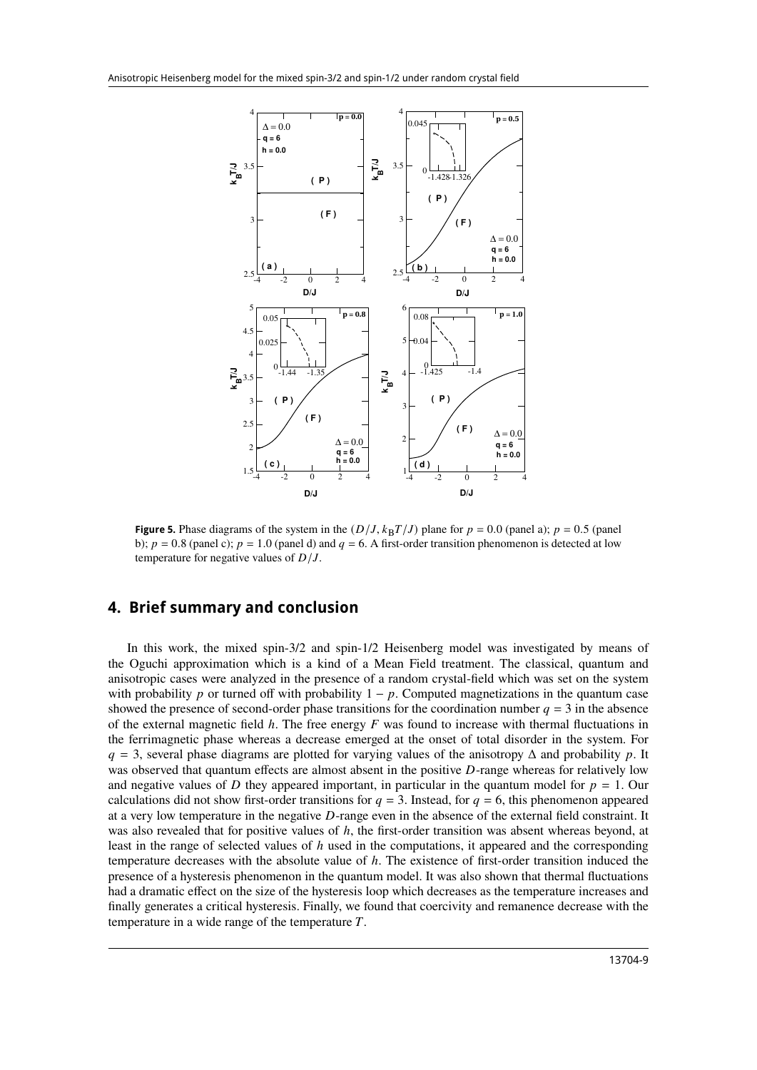(a)
p = 0.0
Δ = 0.0
q = 6
h = 0.0
(P)
(F)
$k_BT/J$
D/J
4
3.5
3
2.5
-4 -2 0 2 4

(b)
p = 0.5
0.045
0
-1.428 -1.326
(P)
(F)
Δ = 0.0
q = 6
h = 0.0
$k_BT/J$
D/J
4
3.5
3
2.5
-4 -2 0 2 4

(c)
p = 0.8
0.05
0.025
0
-1.44 -1.35
(P)
(F)
Δ = 0.0
q = 6
h = 0.0
$k_BT/J$
D/J
5
4.5
4
3.5
3
2.5
2
1.5
-4 -2 0 2 4

(d)
p = 1.0
0.08
0.04
0
-1.425 -1.4
(P)
(F)
Δ = 0.0
q = 6
h = 0.0
$k_BT/J$
D/J
6
5
4
3
2
1
-4 -2 0 2 4

**Figure 5.** Phase diagrams of the system in the $(D/J, k_BT/J)$ plane for $p = 0.0$ (panel a); $p = 0.5$ (panel b); $p = 0.8$ (panel c); $p = 1.0$ (panel d) and $q = 6$. A first-order transition phenomenon is detected at low temperature for negative values of $D/J$.

## 4. Brief summary and conclusion

In this work, the mixed spin-3/2 and spin-1/2 Heisenberg model was investigated by means of the Oguchi approximation which is a kind of a Mean Field treatment. The classical, quantum and anisotropic cases were analyzed in the presence of a random crystal-field which was set on the system with probability $p$ or turned off with probability $1 - p$. Computed magnetizations in the quantum case showed the presence of second-order phase transitions for the coordination number $q = 3$ in the absence of the external magnetic field $h$. The free energy $F$ was found to increase with thermal fluctuations in the ferrimagnetic phase whereas a decrease emerged at the onset of total disorder in the system. For $q = 3$, several phase diagrams are plotted for varying values of the anisotropy $\Delta$ and probability $p$. It was observed that quantum effects are almost absent in the positive $D$-range whereas for relatively low and negative values of $D$ they appeared important, in particular in the quantum model for $p = 1$. Our calculations did not show first-order transitions for $q = 3$. Instead, for $q = 6$, this phenomenon appeared at a very low temperature in the negative $D$-range even in the absence of the external field constraint. It was also revealed that for positive values of $h$, the first-order transition was absent whereas beyond, at least in the range of selected values of $h$ used in the computations, it appeared and the corresponding temperature decreases with the absolute value of $h$. The existence of first-order transition induced the presence of a hysteresis phenomenon in the quantum model. It was also shown that thermal fluctuations had a dramatic effect on the size of the hysteresis loop which decreases as the temperature increases and finally generates a critical hysteresis. Finally, we found that coercivity and remanence decrease with the temperature in a wide range of the temperature $T$.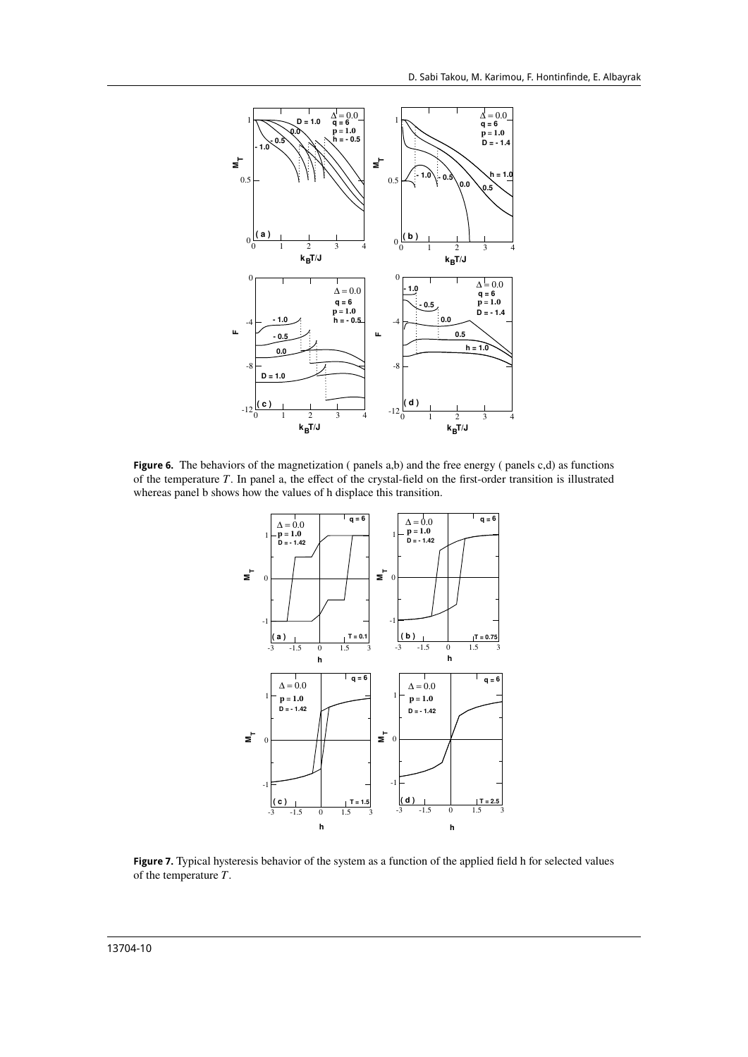Δ = 0.0
q = 6
p = 1.0
h = - 0.5
D = 1.0
0.0
- 0.5
- 1.0
M_T
k_BT/J
( a )

Δ = 0.0
q = 6
p = 1.0
D = - 1.4
h = 1.0
0.5
0.0
- 0.5
- 1.0
M_T
k_BT/J
( b )

Δ = 0.0
q = 6
p = 1.0
h = - 0.5
- 1.0
- 0.5
0.0
D = 1.0
F
k_BT/J
( c )

Δ = 0.0
q = 6
p = 1.0
D = - 1.4
- 1.0
- 0.5
0.0
0.5
h = 1.0
F
k_BT/J
( d )

**Figure 6.** The behaviors of the magnetization ( panels a,b) and the free energy ( panels c,d) as functions of the temperature $T$. In panel a, the effect of the crystal-field on the first-order transition is illustrated whereas panel b shows how the values of h displace this transition.

Δ = 0.0
p = 1.0
D = - 1.42
q = 6
M_T
h
( a ) T = 0.1
( b ) T = 0.75
( c ) T = 1.5
( d ) T = 2.5

**Figure 7.** Typical hysteresis behavior of the system as a function of the applied field h for selected values of the temperature $T$.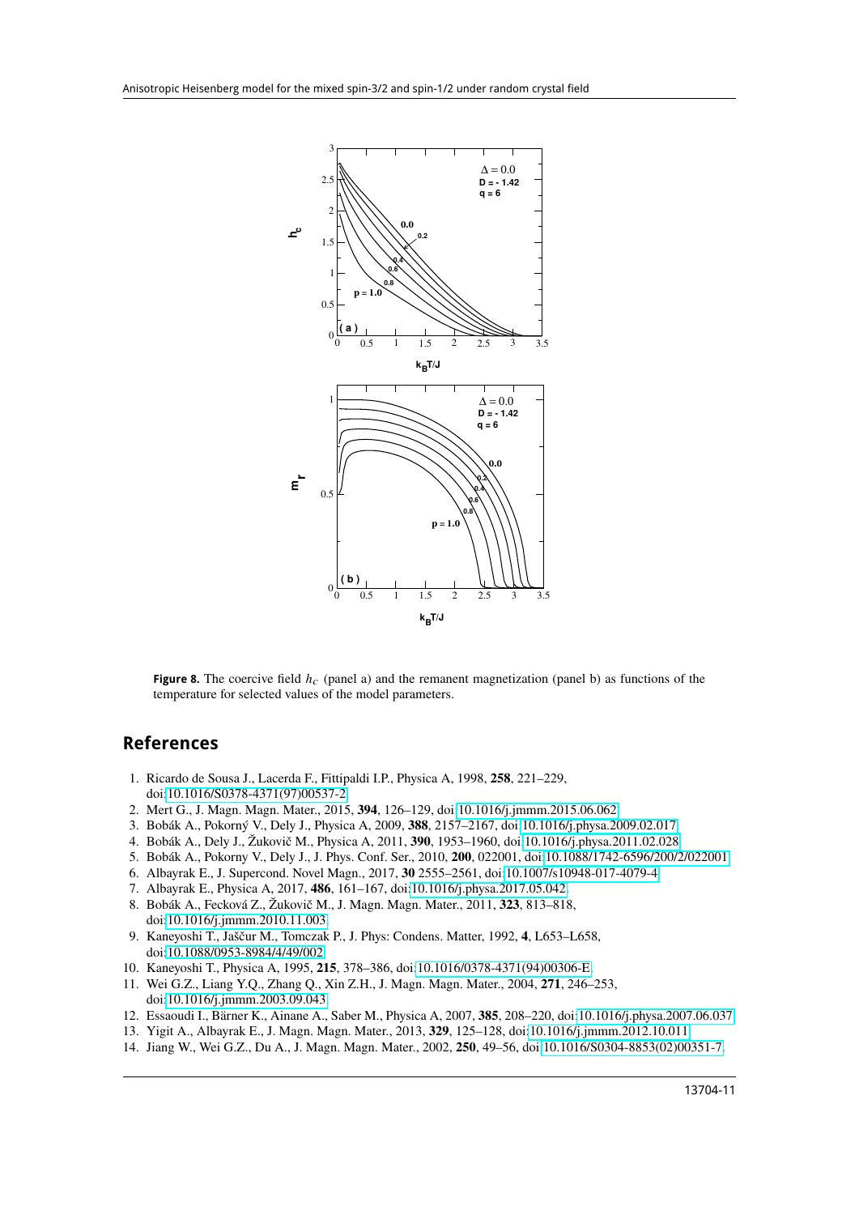Δ = 0.0
D = - 1.42
q = 6

$h_c$

0.0
0.2
0.4
0.6
0.8
p = 1.0

( a )

$k_BT/J$

Δ = 0.0
D = - 1.42
q = 6

$m_r$

0.0
0.2
0.4
0.6
0.8
p = 1.0

( b )

$k_BT/J$

**Figure 8.** The coercive field $h_C$ (panel a) and the remanent magnetization (panel b) as functions of the temperature for selected values of the model parameters.

## References

1. Ricardo de Sousa J., Lacerda F., Fittipaldi I.P., Physica A, 1998, **258**, 221–229, doi:10.1016/S0378-4371(97)00537-2.
2. Mert G., J. Magn. Magn. Mater., 2015, **394**, 126–129, doi:10.1016/j.jmmm.2015.06.062.
3. Bobák A., Pokorný V., Dely J., Physica A, 2009, **388**, 2157–2167, doi:10.1016/j.physa.2009.02.017.
4. Bobák A., Dely J., Žukovič M., Physica A, 2011, **390**, 1953–1960, doi:10.1016/j.physa.2011.02.028.
5. Bobák A., Pokorny V., Dely J., J. Phys. Conf. Ser., 2010, **200**, 022001, doi:10.1088/1742-6596/200/2/022001.
6. Albayrak E., J. Supercond. Novel Magn., 2017, **30** 2555–2561, doi:10.1007/s10948-017-4079-4.
7. Albayrak E., Physica A, 2017, **486**, 161–167, doi:10.1016/j.physa.2017.05.042.
8. Bobák A., Fecková Z., Žukovič M., J. Magn. Magn. Mater., 2011, **323**, 813–818, doi:10.1016/j.jmmm.2010.11.003.
9. Kaneyoshi T., Jaščur M., Tomczak P., J. Phys: Condens. Matter, 1992, **4**, L653–L658, doi:10.1088/0953-8984/4/49/002.
10. Kaneyoshi T., Physica A, 1995, **215**, 378–386, doi:10.1016/0378-4371(94)00306-E.
11. Wei G.Z., Liang Y.Q., Zhang Q., Xin Z.H., J. Magn. Magn. Mater., 2004, **271**, 246–253, doi:10.1016/j.jmmm.2003.09.043.
12. Essaoudi I., Bärner K., Ainane A., Saber M., Physica A, 2007, **385**, 208–220, doi:10.1016/j.physa.2007.06.037.
13. Yigit A., Albayrak E., J. Magn. Magn. Mater., 2013, **329**, 125–128, doi:10.1016/j.jmmm.2012.10.011.
14. Jiang W., Wei G.Z., Du A., J. Magn. Magn. Mater., 2002, **250**, 49–56, doi:10.1016/S0304-8853(02)00351-7.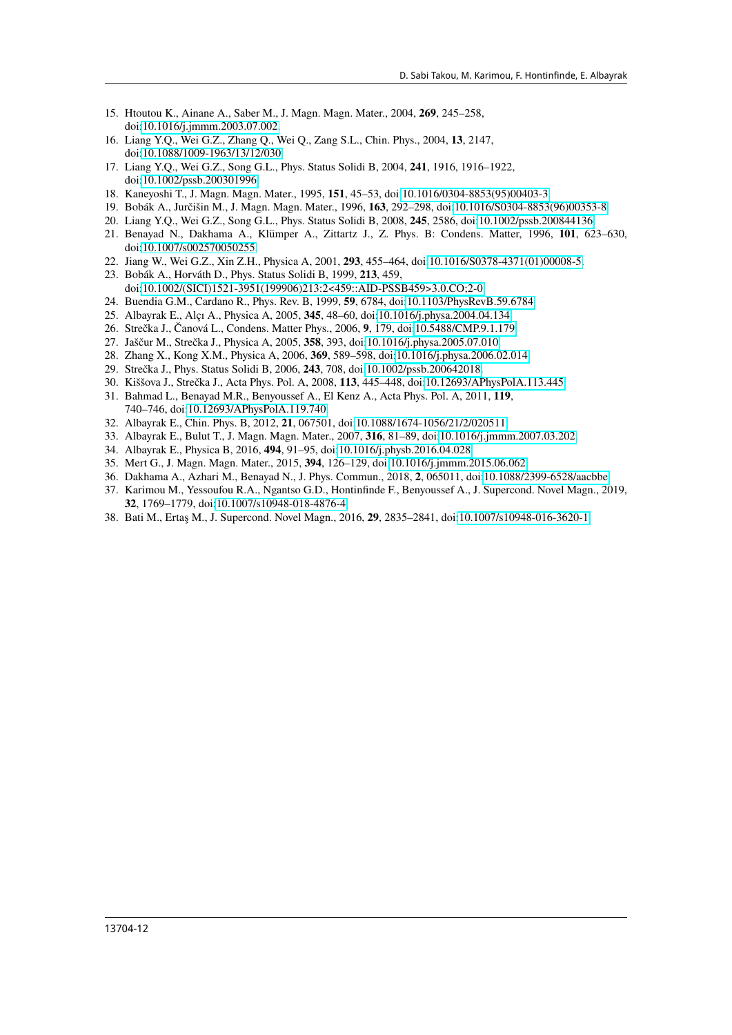15. Htoutou K., Ainane A., Saber M., J. Magn. Magn. Mater., 2004, **269**, 245–258, doi:10.1016/j.jmmm.2003.07.002.
16. Liang Y.Q., Wei G.Z., Zhang Q., Wei Q., Zang S.L., Chin. Phys., 2004, **13**, 2147, doi:10.1088/1009-1963/13/12/030.
17. Liang Y.Q., Wei G.Z., Song G.L., Phys. Status Solidi B, 2004, **241**, 1916, 1916–1922, doi:10.1002/pssb.200301996.
18. Kaneyoshi T., J. Magn. Magn. Mater., 1995, **151**, 45–53, doi:10.1016/0304-8853(95)00403-3.
19. Bobák A., Jurčišin M., J. Magn. Magn. Mater., 1996, **163**, 292–298, doi:10.1016/S0304-8853(96)00353-8.
20. Liang Y.Q., Wei G.Z., Song G.L., Phys. Status Solidi B, 2008, **245**, 2586, doi:10.1002/pssb.200844136.
21. Benayad N., Dakhama A., Klümper A., Zittartz J., Z. Phys. B: Condens. Matter, 1996, **101**, 623–630, doi:10.1007/s002570050255.
22. Jiang W., Wei G.Z., Xin Z.H., Physica A, 2001, **293**, 455–464, doi:10.1016/S0378-4371(01)00008-5.
23. Bobák A., Horváth D., Phys. Status Solidi B, 1999, **213**, 459, doi:10.1002/(SICI)1521-3951(199906)213:2<459::AID-PSSB459>3.0.CO;2-0.
24. Buendia G.M., Cardano R., Phys. Rev. B, 1999, **59**, 6784, doi:10.1103/PhysRevB.59.6784.
25. Albayrak E., Alçı A., Physica A, 2005, **345**, 48–60, doi:10.1016/j.physa.2004.04.134.
26. Strečka J., Čanová L., Condens. Matter Phys., 2006, **9**, 179, doi:10.5488/CMP.9.1.179.
27. Jaščur M., Strečka J., Physica A, 2005, **358**, 393, doi:10.1016/j.physa.2005.07.010.
28. Zhang X., Kong X.M., Physica A, 2006, **369**, 589–598, doi:10.1016/j.physa.2006.02.014.
29. Strečka J., Phys. Status Solidi B, 2006, **243**, 708, doi:10.1002/pssb.200642018.
30. Kiššova J., Strečka J., Acta Phys. Pol. A, 2008, **113**, 445–448, doi:10.12693/APhysPolA.113.445.
31. Bahmad L., Benayad M.R., Benyoussef A., El Kenz A., Acta Phys. Pol. A, 2011, **119**, 740–746, doi:10.12693/APhysPolA.119.740.
32. Albayrak E., Chin. Phys. B, 2012, **21**, 067501, doi:10.1088/1674-1056/21/2/020511.
33. Albayrak E., Bulut T., J. Magn. Magn. Mater., 2007, **316**, 81–89, doi:10.1016/j.jmmm.2007.03.202.
34. Albayrak E., Physica B, 2016, **494**, 91–95, doi:10.1016/j.physb.2016.04.028.
35. Mert G., J. Magn. Magn. Mater., 2015, **394**, 126–129, doi:10.1016/j.jmmm.2015.06.062.
36. Dakhama A., Azhari M., Benayad N., J. Phys. Commun., 2018, **2**, 065011, doi:10.1088/2399-6528/aacbbe.
37. Karimou M., Yessoufou R.A., Ngantso G.D., Hontinfinde F., Benyoussef A., J. Supercond. Novel Magn., 2019, **32**, 1769–1779, doi:10.1007/s10948-018-4876-4.
38. Bati M., Ertaş M., J. Supercond. Novel Magn., 2016, **29**, 2835–2841, doi:10.1007/s10948-016-3620-1.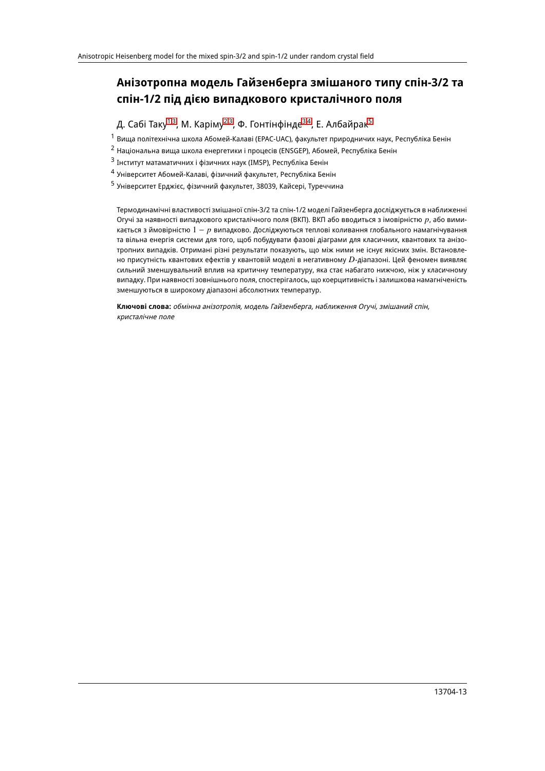# Анізотропна модель Гайзенберга змішаного типу спін-3/2 та спін-1/2 під дією випадкового кристалічного поля

Д. Сабі Таку[1,3], М. Каріму[2,3], Ф. Гонтінфінде[3,4], Е. Албайрак[5]

[1] Вища політехнічна школа Абомей-Калаві (EPAC-UAC), факультет природничих наук, Республіка Бенін

[2] Національна вища школа енергетики і процесів (ENSGEP), Абомей, Республіка Бенін

[3] Інститут матаматичних і фізичних наук (IMSP), Республіка Бенін

[4] Університет Абомей-Калаві, фізичний факультет, Республіка Бенін

[5] Університет Ерджієс, фізичний факультет, 38039, Кайсері, Туреччина

Термодинамічні властивості змішаної спін-3/2 та спін-1/2 моделі Гайзенберга досліджується в наближенні Огучі за наявності випадкового кристалічного поля (ВКП). ВКП або вводиться з імовірністю $p$, або вимикається з йморвірністю $1-p$ випадково. Досліджуються теплові коливання глобального намагнічування та вільна енергія системи для того, щоб побудувати фазові діаграми для класичних, квантових та анізотропних випадків. Отримані різні результати показують, що між ними не існує якісних змін. Встановлено присутність квантових ефектів у квантовій моделі в негативному $D$-діапазоні. Цей феномен виявляє сильний зменшувальний вплив на критичну температуру, яка стає набагато нижчою, ніж у класичному випадку. При наявності зовнішнього поля, спостерігалось, що коерцитивність і залишкова намагніченість зменшуються в широкому діапазоні абсолютних температур.

**Ключові слова:** *обмінна анізотропія, модель Гайзенберга, наближення Огучі, змішаний спін, кристалічне поле*